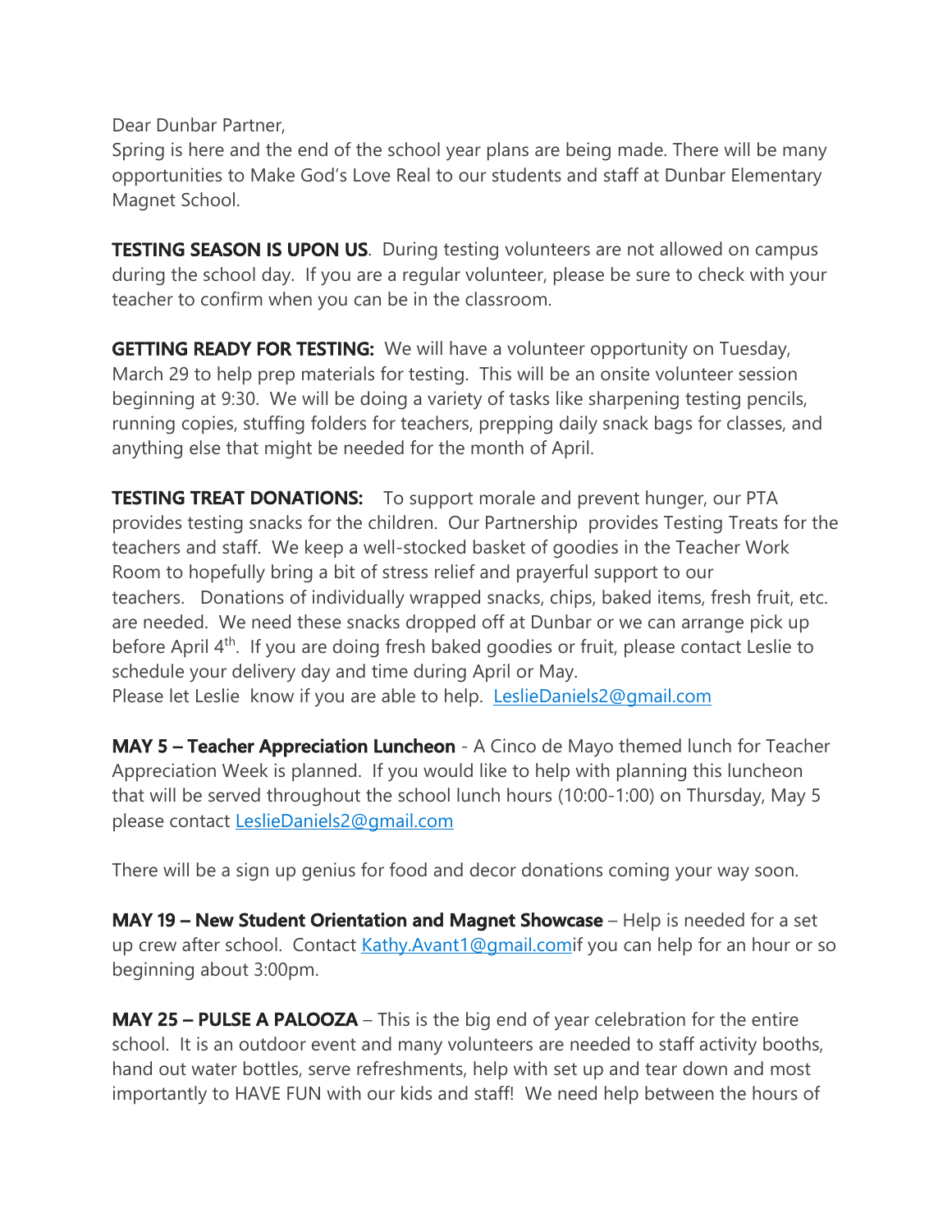Dear Dunbar Partner,
Spring is here and the end of the school year plans are being made. There will be many opportunities to Make God's Love Real to our students and staff at Dunbar Elementary Magnet School.

**TESTING SEASON IS UPON US**. During testing volunteers are not allowed on campus during the school day. If you are a regular volunteer, please be sure to check with your teacher to confirm when you can be in the classroom.

**GETTING READY FOR TESTING:** We will have a volunteer opportunity on Tuesday, March 29 to help prep materials for testing. This will be an onsite volunteer session beginning at 9:30. We will be doing a variety of tasks like sharpening testing pencils, running copies, stuffing folders for teachers, prepping daily snack bags for classes, and anything else that might be needed for the month of April.

**TESTING TREAT DONATIONS:** To support morale and prevent hunger, our PTA provides testing snacks for the children. Our Partnership provides Testing Treats for the teachers and staff. We keep a well-stocked basket of goodies in the Teacher Work Room to hopefully bring a bit of stress relief and prayerful support to our teachers. Donations of individually wrapped snacks, chips, baked items, fresh fruit, etc. are needed. We need these snacks dropped off at Dunbar or we can arrange pick up before April 4th. If you are doing fresh baked goodies or fruit, please contact Leslie to schedule your delivery day and time during April or May.
Please let Leslie know if you are able to help. [LeslieDaniels2@gmail.com](mailto:LeslieDaniels2@gmail.com)

**MAY 5 – Teacher Appreciation Luncheon** - A Cinco de Mayo themed lunch for Teacher Appreciation Week is planned. If you would like to help with planning this luncheon that will be served throughout the school lunch hours (10:00-1:00) on Thursday, May 5 please contact [LeslieDaniels2@gmail.com](mailto:LeslieDaniels2@gmail.com)

There will be a sign up genius for food and decor donations coming your way soon.

**MAY 19 – New Student Orientation and Magnet Showcase** – Help is needed for a set up crew after school. Contact [Kathy.Avant1@gmail.com](mailto:Kathy.Avant1@gmail.com)if you can help for an hour or so beginning about 3:00pm.

**MAY 25 – PULSE A PALOOZA** – This is the big end of year celebration for the entire school. It is an outdoor event and many volunteers are needed to staff activity booths, hand out water bottles, serve refreshments, help with set up and tear down and most importantly to HAVE FUN with our kids and staff! We need help between the hours of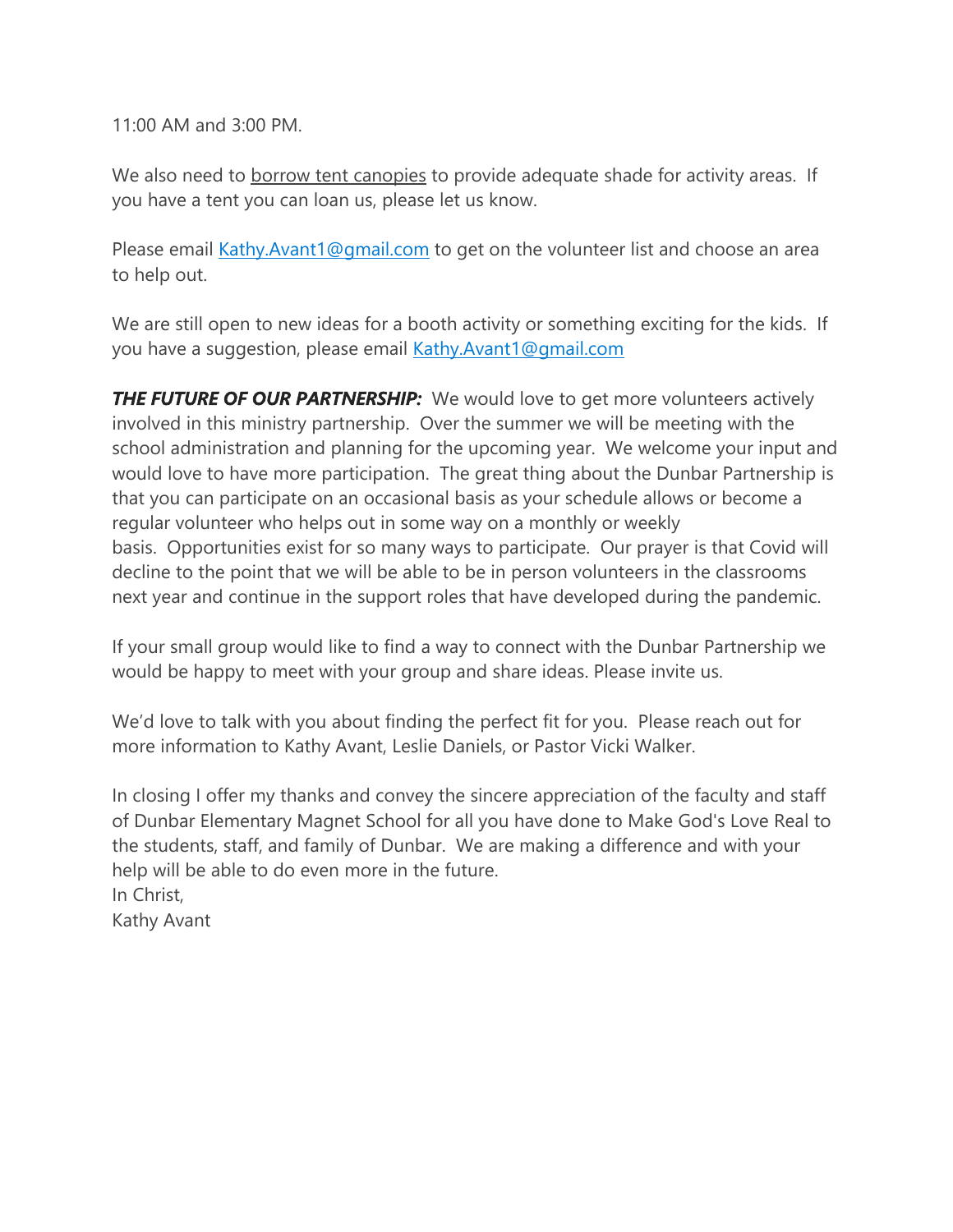11:00 AM and 3:00 PM.

We also need to borrow tent canopies to provide adequate shade for activity areas. If you have a tent you can loan us, please let us know.

Please email [Kathy.Avant1@gmail.com](mailto:Kathy.Avant1@gmail.com) to get on the volunteer list and choose an area to help out.

We are still open to new ideas for a booth activity or something exciting for the kids. If you have a suggestion, please email [Kathy.Avant1@gmail.com](mailto:Kathy.Avant1@gmail.com)

***THE FUTURE OF OUR PARTNERSHIP:*** We would love to get more volunteers actively involved in this ministry partnership. Over the summer we will be meeting with the school administration and planning for the upcoming year. We welcome your input and would love to have more participation. The great thing about the Dunbar Partnership is that you can participate on an occasional basis as your schedule allows or become a regular volunteer who helps out in some way on a monthly or weekly basis. Opportunities exist for so many ways to participate. Our prayer is that Covid will decline to the point that we will be able to be in person volunteers in the classrooms next year and continue in the support roles that have developed during the pandemic.

If your small group would like to find a way to connect with the Dunbar Partnership we would be happy to meet with your group and share ideas. Please invite us.

We'd love to talk with you about finding the perfect fit for you. Please reach out for more information to Kathy Avant, Leslie Daniels, or Pastor Vicki Walker.

In closing I offer my thanks and convey the sincere appreciation of the faculty and staff of Dunbar Elementary Magnet School for all you have done to Make God's Love Real to the students, staff, and family of Dunbar. We are making a difference and with your help will be able to do even more in the future.
In Christ,
Kathy Avant